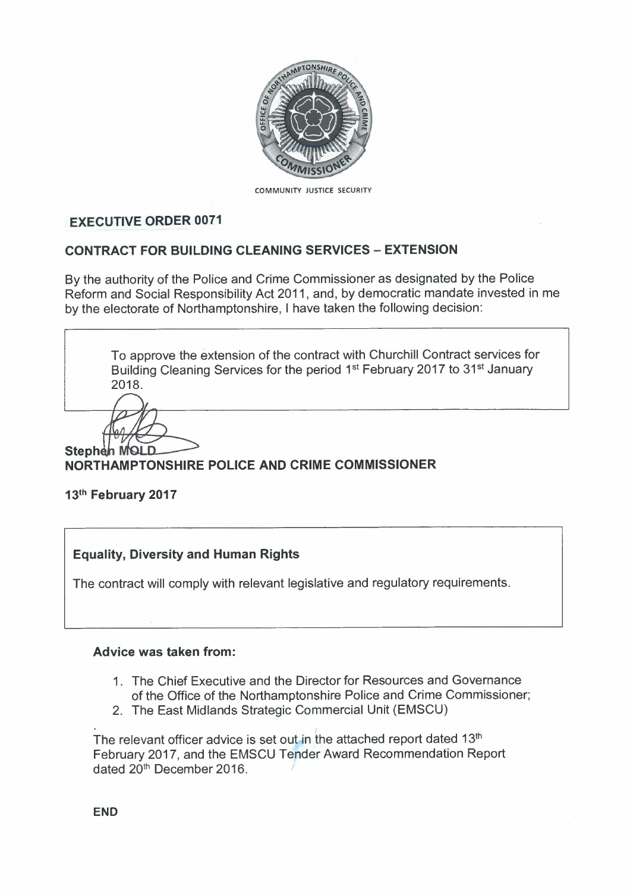COMMUNITY JUSTICE SECURITY

## EXECUTIVE ORDER 0071

## CONTRACT FOR BUILDING CLEANING SERVICES – EXTENSION

By the authority of the Police and Crime Commissioner as designated by the Police Reform and Social Responsibility Act 2011, and, by democratic mandate invested in me by the electorate of Northamptonshire, I have taken the following decision:

> To approve the extension of the contract with Churchill Contract services for Building Cleaning Services for the period 1st February 2017 to 31st January 2018.

**Stephen MOLD**
**NORTHAMPTONSHIRE POLICE AND CRIME COMMISSIONER**

**13th February 2017**

> **Equality, Diversity and Human Rights**
>
> The contract will comply with relevant legislative and regulatory requirements.

**Advice was taken from:**

1. The Chief Executive and the Director for Resources and Governance of the Office of the Northamptonshire Police and Crime Commissioner;
2. The East Midlands Strategic Commercial Unit (EMSCU)

The relevant officer advice is set out in the attached report dated 13th February 2017, and the EMSCU Tender Award Recommendation Report dated 20th December 2016.

**END**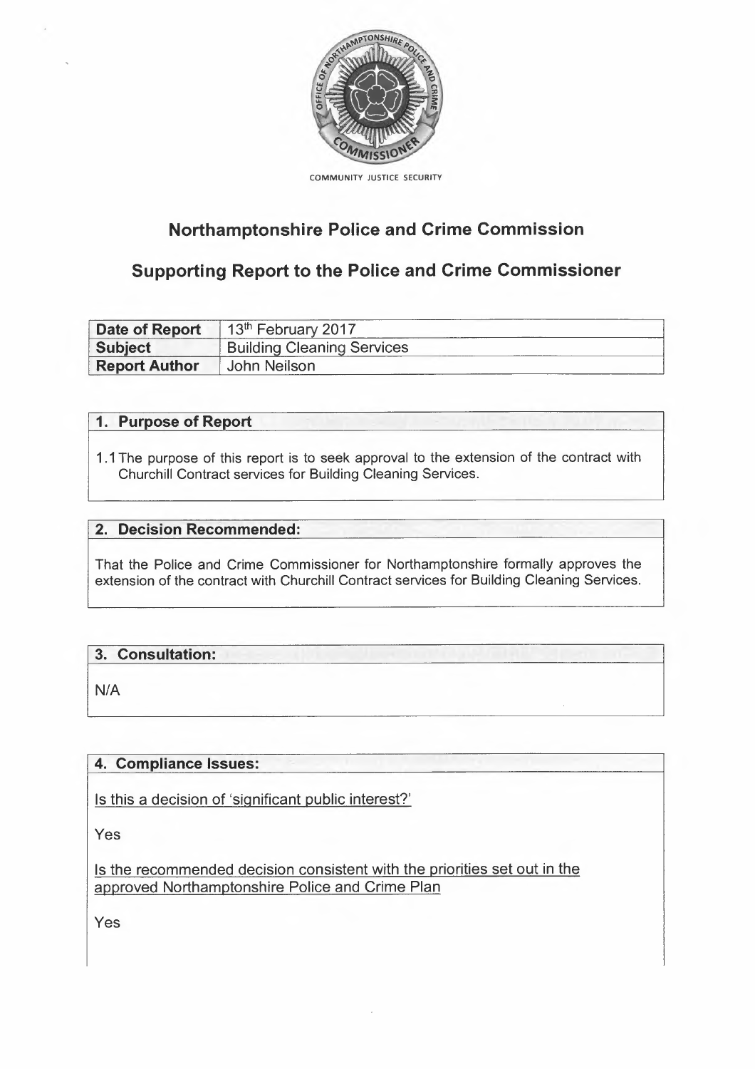COMMUNITY JUSTICE SECURITY

# Northamptonshire Police and Crime Commission

## Supporting Report to the Police and Crime Commissioner

| **Date of Report** | 13th February 2017 |
|---|---|
| **Subject** | Building Cleaning Services |
| **Report Author** | John Neilson |

### 1. Purpose of Report

1.1 The purpose of this report is to seek approval to the extension of the contract with Churchill Contract services for Building Cleaning Services.

### 2. Decision Recommended:

That the Police and Crime Commissioner for Northamptonshire formally approves the extension of the contract with Churchill Contract services for Building Cleaning Services.

### 3. Consultation:

N/A

### 4. Compliance Issues:

Is this a decision of 'significant public interest?'

Yes

Is the recommended decision consistent with the priorities set out in the approved Northamptonshire Police and Crime Plan

Yes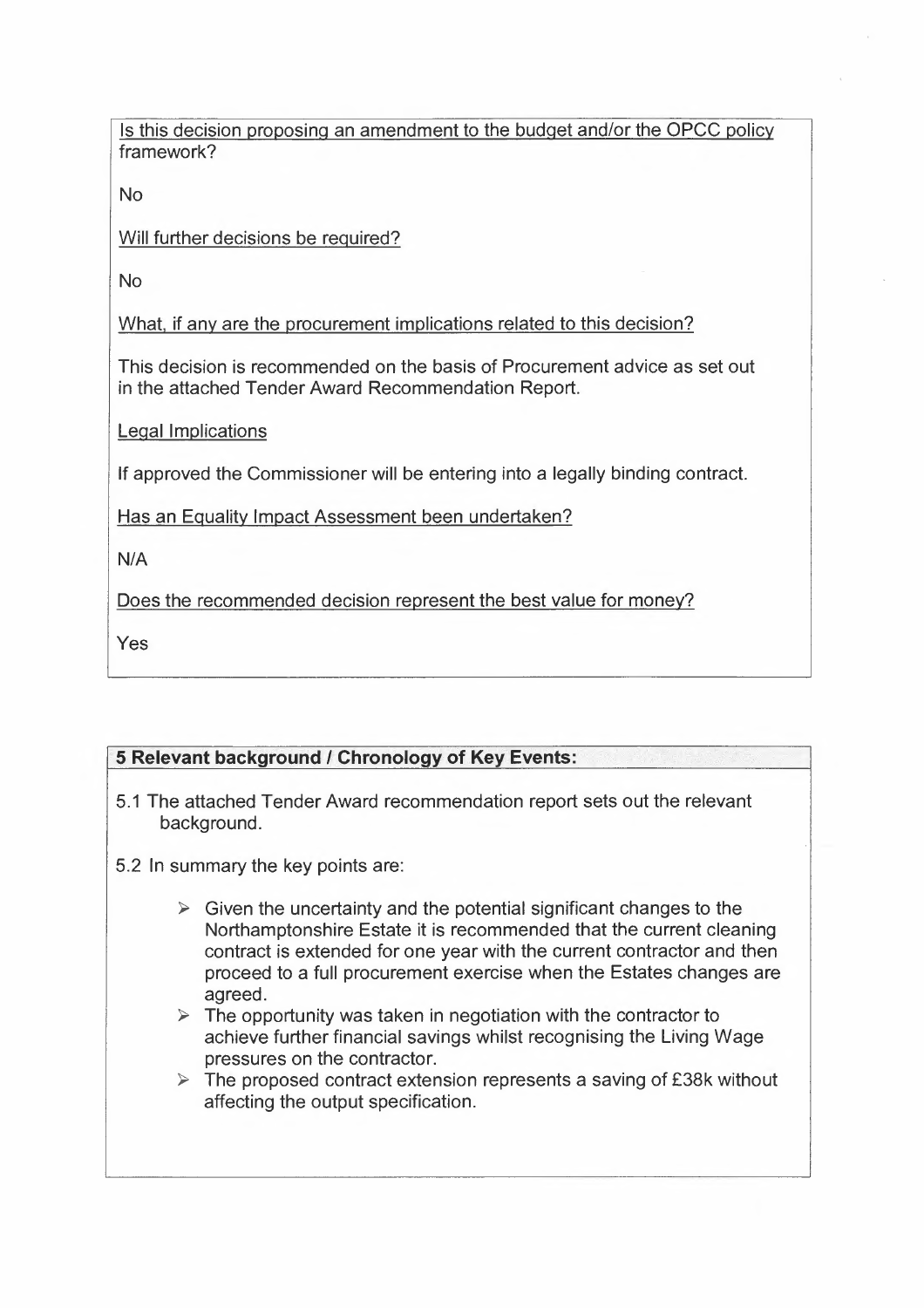Is this decision proposing an amendment to the budget and/or the OPCC policy framework?

No

Will further decisions be required?

No

What, if any are the procurement implications related to this decision?

This decision is recommended on the basis of Procurement advice as set out in the attached Tender Award Recommendation Report.

Legal Implications

If approved the Commissioner will be entering into a legally binding contract.

Has an Equality Impact Assessment been undertaken?

N/A

Does the recommended decision represent the best value for money?

Yes

**5 Relevant background / Chronology of Key Events:**

5.1 The attached Tender Award recommendation report sets out the relevant background.

5.2 In summary the key points are:

- Given the uncertainty and the potential significant changes to the Northamptonshire Estate it is recommended that the current cleaning contract is extended for one year with the current contractor and then proceed to a full procurement exercise when the Estates changes are agreed.
- The opportunity was taken in negotiation with the contractor to achieve further financial savings whilst recognising the Living Wage pressures on the contractor.
- The proposed contract extension represents a saving of £38k without affecting the output specification.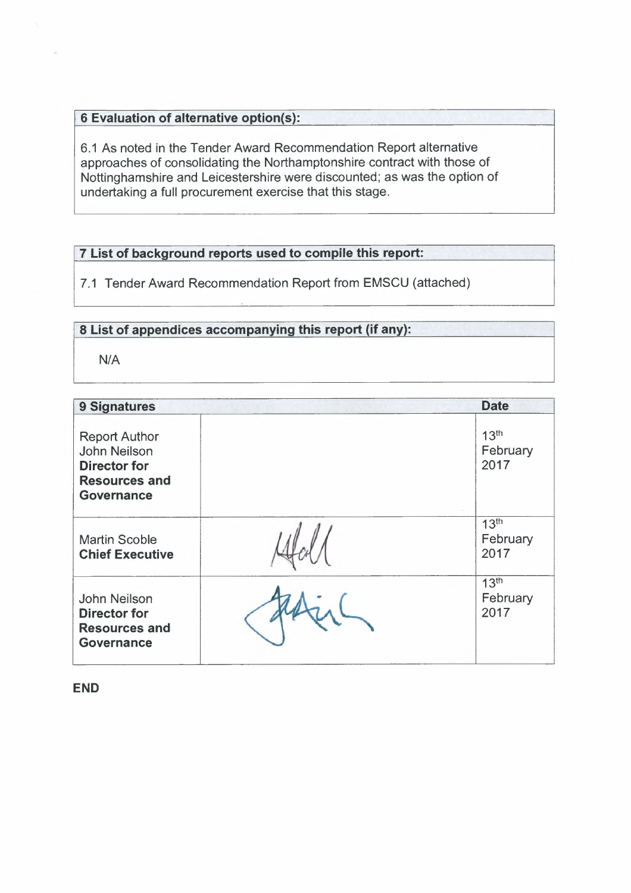## 6 Evaluation of alternative option(s):

6.1 As noted in the Tender Award Recommendation Report alternative approaches of consolidating the Northamptonshire contract with those of Nottinghamshire and Leicestershire were discounted; as was the option of undertaking a full procurement exercise that this stage.

## 7 List of background reports used to compile this report:

7.1 Tender Award Recommendation Report from EMSCU (attached)

## 8 List of appendices accompanying this report (if any):

N/A

| 9 Signatures | | Date |
|---|---|---|
| Report Author John Neilson **Director for Resources and Governance** | | 13th February 2017 |
| Martin Scoble **Chief Executive** | [signature] | 13th February 2017 |
| John Neilson **Director for Resources and Governance** | [signature] | 13th February 2017 |

**END**